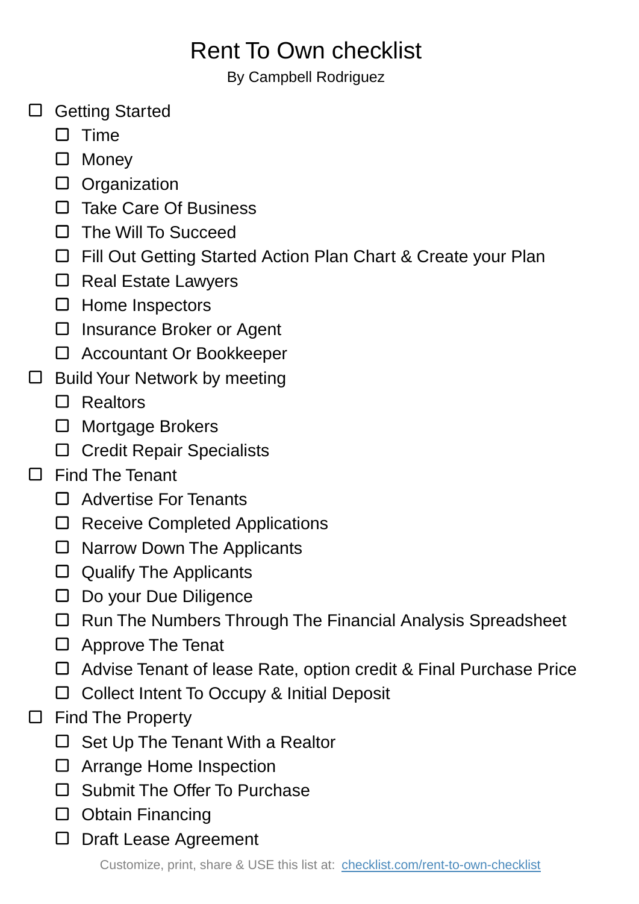# Rent To Own checklist

By Campbell Rodriguez

- [ ] Getting Started
  - [ ] Time
  - [ ] Money
  - [ ] Organization
  - [ ] Take Care Of Business
  - [ ] The Will To Succeed
  - [ ] Fill Out Getting Started Action Plan Chart & Create your Plan
  - [ ] Real Estate Lawyers
  - [ ] Home Inspectors
  - [ ] Insurance Broker or Agent
  - [ ] Accountant Or Bookkeeper
- [ ] Build Your Network by meeting
  - [ ] Realtors
  - [ ] Mortgage Brokers
  - [ ] Credit Repair Specialists
- [ ] Find The Tenant
  - [ ] Advertise For Tenants
  - [ ] Receive Completed Applications
  - [ ] Narrow Down The Applicants
  - [ ] Qualify The Applicants
  - [ ] Do your Due Diligence
  - [ ] Run The Numbers Through The Financial Analysis Spreadsheet
  - [ ] Approve The Tenat
  - [ ] Advise Tenant of lease Rate, option credit & Final Purchase Price
  - [ ] Collect Intent To Occupy & Initial Deposit
- [ ] Find The Property
  - [ ] Set Up The Tenant With a Realtor
  - [ ] Arrange Home Inspection
  - [ ] Submit The Offer To Purchase
  - [ ] Obtain Financing
  - [ ] Draft Lease Agreement

Customize, print, share & USE this list at: [checklist.com/rent-to-own-checklist](checklist.com/rent-to-own-checklist)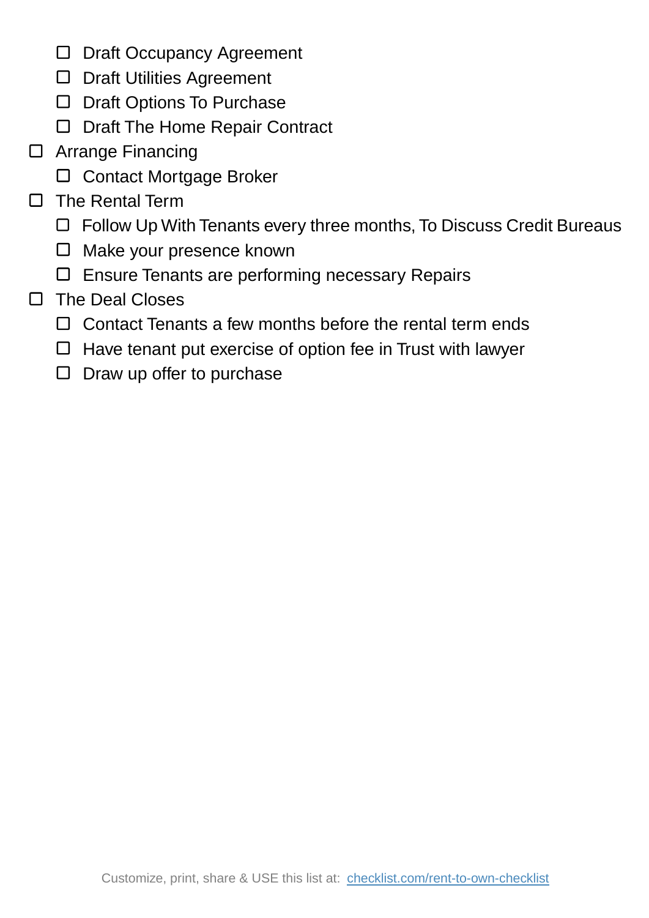- ☐ Draft Occupancy Agreement
    - ☐ Draft Utilities Agreement
    - ☐ Draft Options To Purchase
    - ☐ Draft The Home Repair Contract
- ☐ Arrange Financing
    - ☐ Contact Mortgage Broker
- ☐ The Rental Term
    - ☐ Follow Up With Tenants every three months, To Discuss Credit Bureaus
    - ☐ Make your presence known
    - ☐ Ensure Tenants are performing necessary Repairs
- ☐ The Deal Closes
    - ☐ Contact Tenants a few months before the rental term ends
    - ☐ Have tenant put exercise of option fee in Trust with lawyer
    - ☐ Draw up offer to purchase

Customize, print, share & USE this list at: [checklist.com/rent-to-own-checklist](https://checklist.com/rent-to-own-checklist)